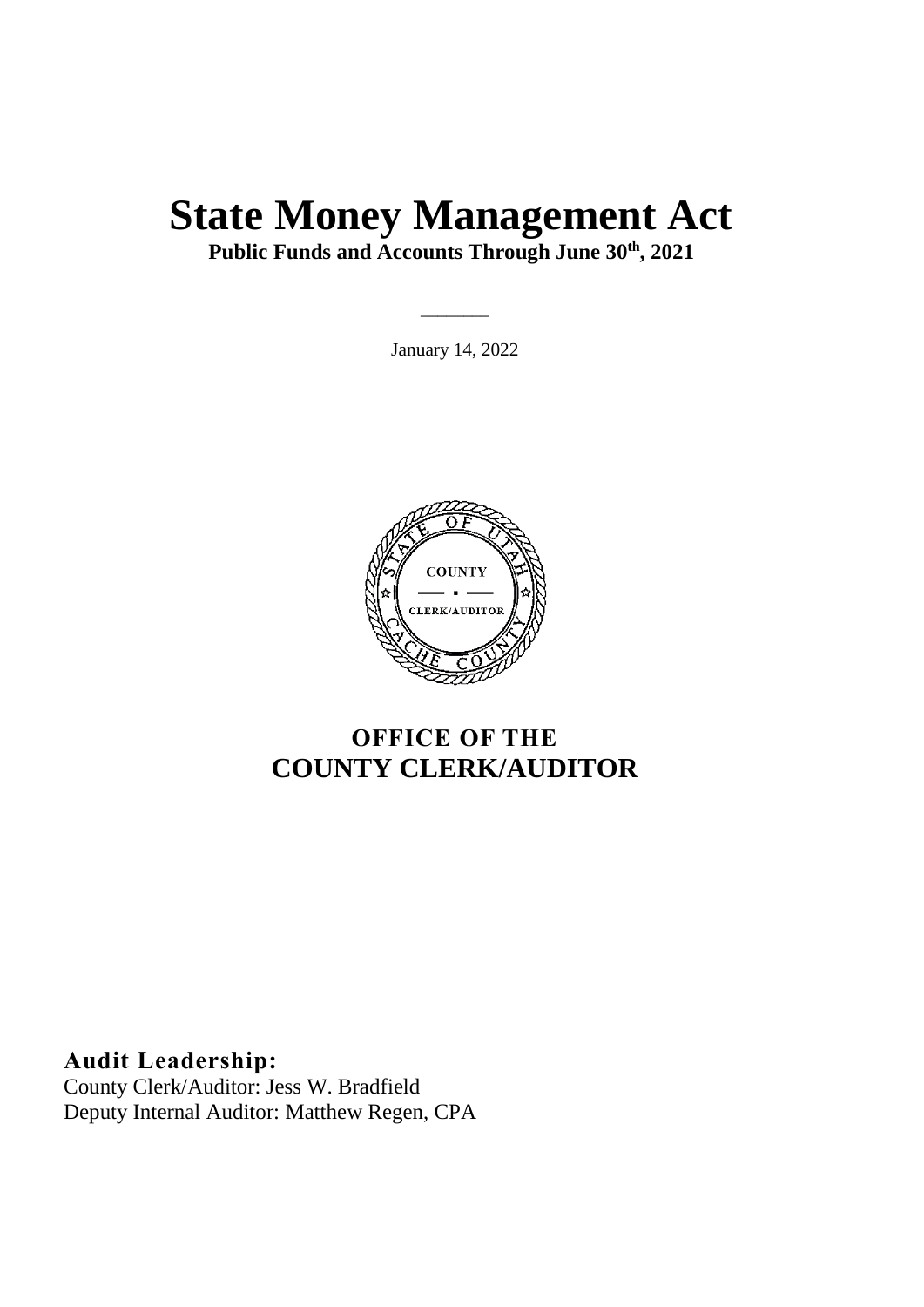# State Money Management Act

**Public Funds and Accounts Through June 30th, 2021**

January 14, 2022

## OFFICE OF THE
## COUNTY CLERK/AUDITOR

**Audit Leadership:**

County Clerk/Auditor: Jess W. Bradfield

Deputy Internal Auditor: Matthew Regen, CPA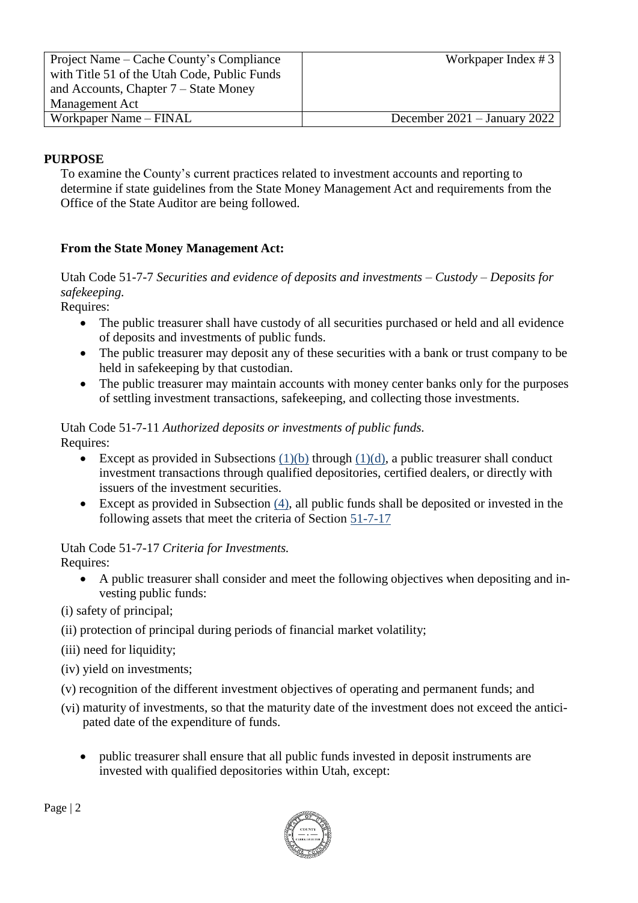| Project Name – Cache County's Compliance with Title 51 of the Utah Code, Public Funds and Accounts, Chapter 7 – State Money Management Act | Workpaper Index # 3 |
|---|---|
| Workpaper Name – FINAL | December 2021 – January 2022 |

**PURPOSE**

To examine the County's current practices related to investment accounts and reporting to determine if state guidelines from the State Money Management Act and requirements from the Office of the State Auditor are being followed.

**From the State Money Management Act:**

Utah Code 51-7-7 *Securities and evidence of deposits and investments – Custody – Deposits for safekeeping.*

Requires:

- The public treasurer shall have custody of all securities purchased or held and all evidence of deposits and investments of public funds.
- The public treasurer may deposit any of these securities with a bank or trust company to be held in safekeeping by that custodian.
- The public treasurer may maintain accounts with money center banks only for the purposes of settling investment transactions, safekeeping, and collecting those investments.

Utah Code 51-7-11 *Authorized deposits or investments of public funds.*

Requires:

- Except as provided in Subsections (1)(b) through (1)(d), a public treasurer shall conduct investment transactions through qualified depositories, certified dealers, or directly with issuers of the investment securities.
- Except as provided in Subsection (4), all public funds shall be deposited or invested in the following assets that meet the criteria of Section 51-7-17

Utah Code 51-7-17 *Criteria for Investments.*

Requires:

- A public treasurer shall consider and meet the following objectives when depositing and investing public funds:

(i) safety of principal;

(ii) protection of principal during periods of financial market volatility;

(iii) need for liquidity;

(iv) yield on investments;

(v) recognition of the different investment objectives of operating and permanent funds; and

(vi) maturity of investments, so that the maturity date of the investment does not exceed the anticipated date of the expenditure of funds.

- public treasurer shall ensure that all public funds invested in deposit instruments are invested with qualified depositories within Utah, except: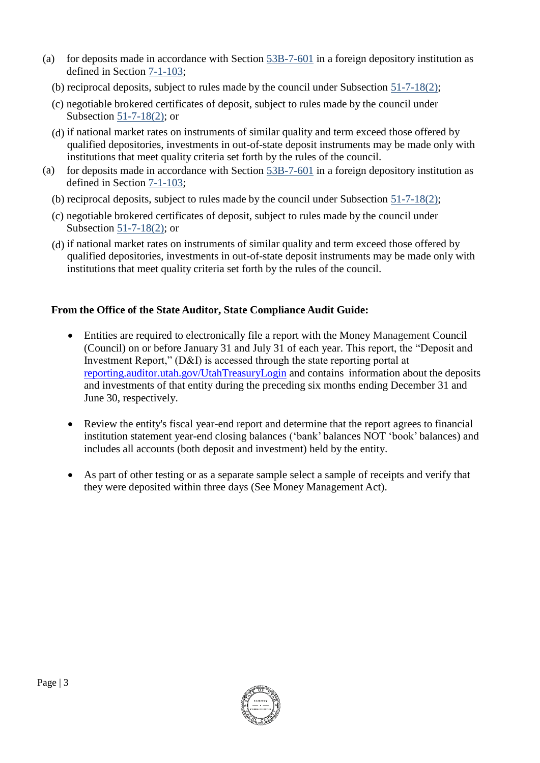(a) for deposits made in accordance with Section 53B-7-601 in a foreign depository institution as defined in Section 7-1-103;

(b) reciprocal deposits, subject to rules made by the council under Subsection 51-7-18(2);

(c) negotiable brokered certificates of deposit, subject to rules made by the council under Subsection 51-7-18(2); or

(d) if national market rates on instruments of similar quality and term exceed those offered by qualified depositories, investments in out-of-state deposit instruments may be made only with institutions that meet quality criteria set forth by the rules of the council.

(a) for deposits made in accordance with Section 53B-7-601 in a foreign depository institution as defined in Section 7-1-103;

(b) reciprocal deposits, subject to rules made by the council under Subsection 51-7-18(2);

(c) negotiable brokered certificates of deposit, subject to rules made by the council under Subsection 51-7-18(2); or

(d) if national market rates on instruments of similar quality and term exceed those offered by qualified depositories, investments in out-of-state deposit instruments may be made only with institutions that meet quality criteria set forth by the rules of the council.

**From the Office of the State Auditor, State Compliance Audit Guide:**

- Entities are required to electronically file a report with the Money Management Council (Council) on or before January 31 and July 31 of each year. This report, the "Deposit and Investment Report," (D&I) is accessed through the state reporting portal at reporting.auditor.utah.gov/UtahTreasuryLogin and contains information about the deposits and investments of that entity during the preceding six months ending December 31 and June 30, respectively.

- Review the entity's fiscal year-end report and determine that the report agrees to financial institution statement year-end closing balances ('bank' balances NOT 'book' balances) and includes all accounts (both deposit and investment) held by the entity.

- As part of other testing or as a separate sample select a sample of receipts and verify that they were deposited within three days (See Money Management Act).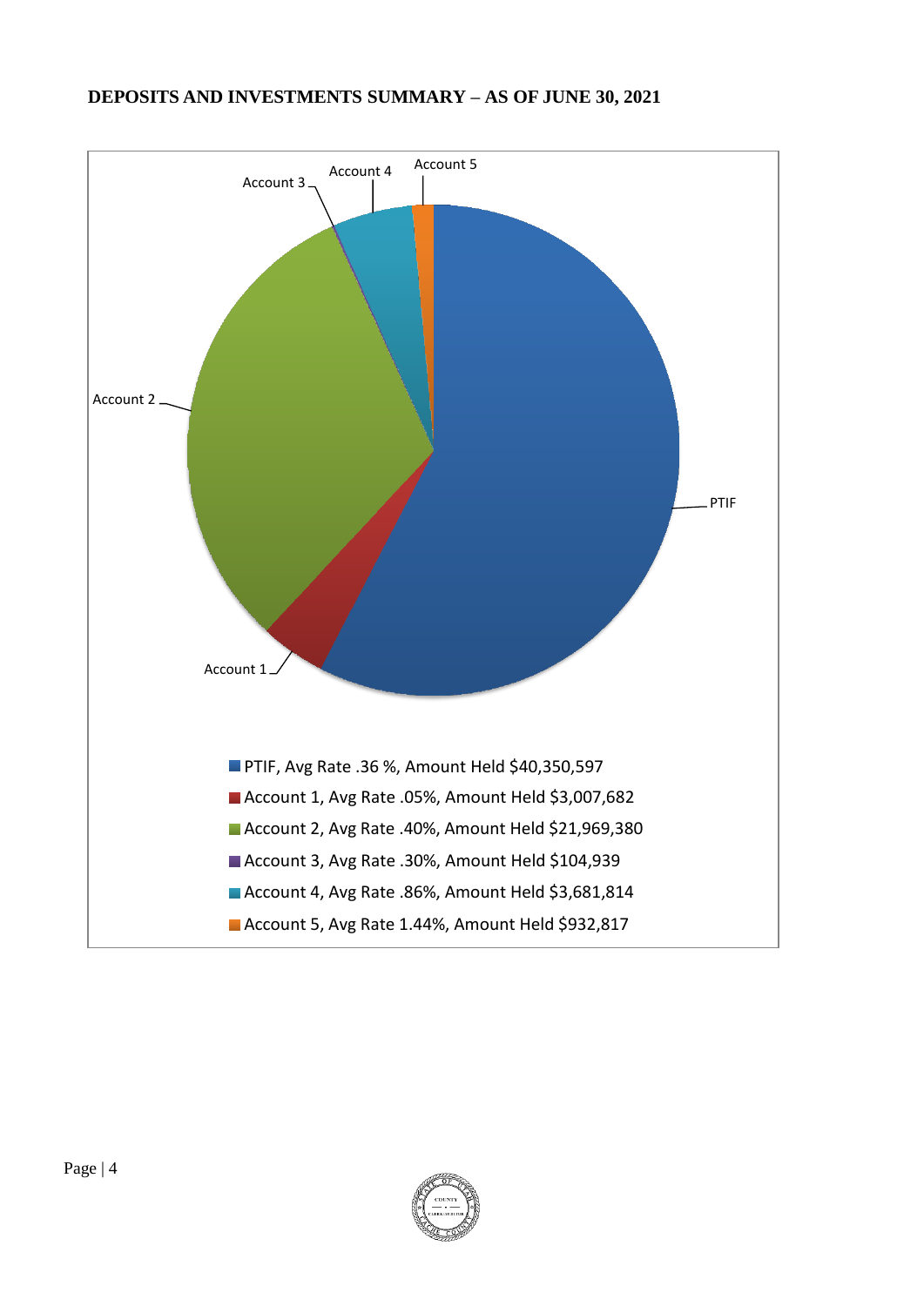**DEPOSITS AND INVESTMENTS SUMMARY – AS OF JUNE 30, 2021**

- PTIF, Avg Rate .36 %, Amount Held $40,350,597
- Account 1, Avg Rate .05%, Amount Held $3,007,682
- Account 2, Avg Rate .40%, Amount Held $21,969,380
- Account 3, Avg Rate .30%, Amount Held $104,939
- Account 4, Avg Rate .86%, Amount Held $3,681,814
- Account 5, Avg Rate 1.44%, Amount Held $932,817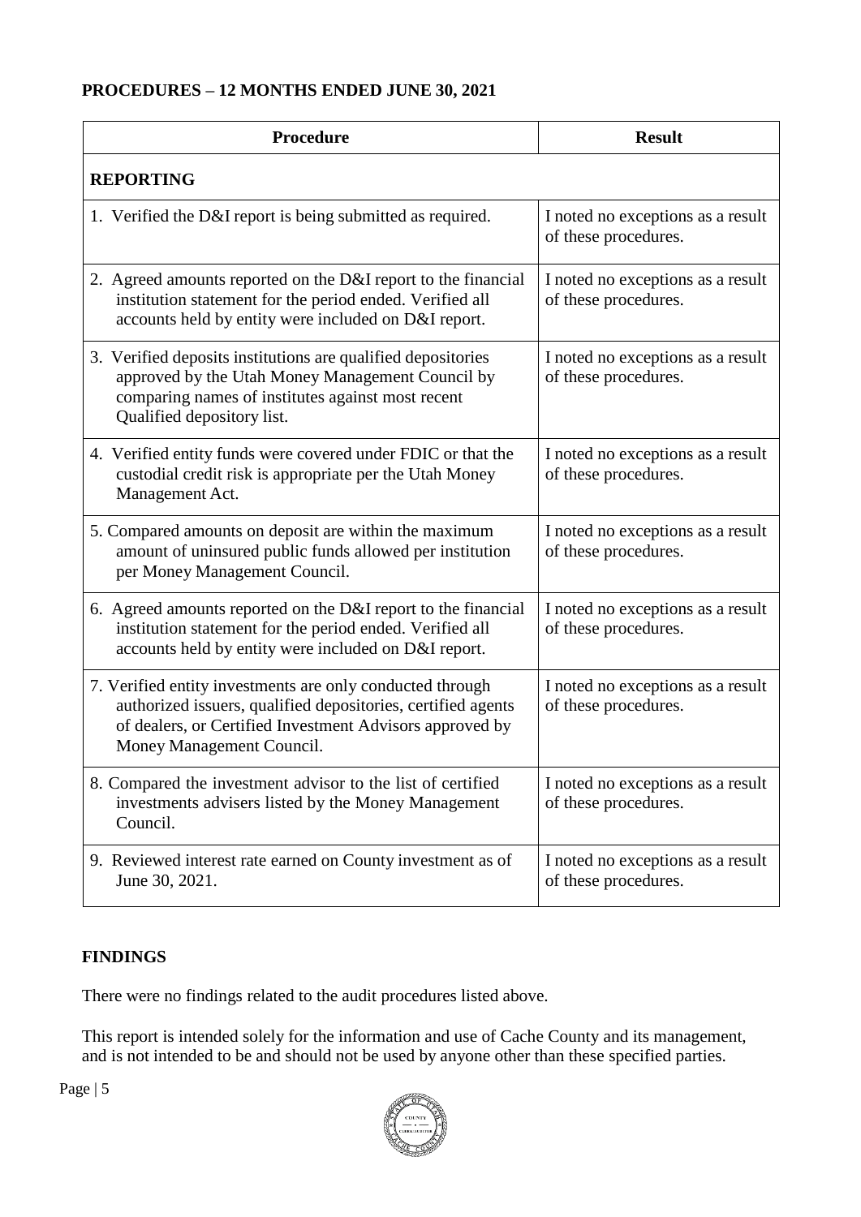## PROCEDURES – 12 MONTHS ENDED JUNE 30, 2021

| Procedure | Result |
|---|---|
| **REPORTING** | |
| 1. Verified the D&I report is being submitted as required. | I noted no exceptions as a result of these procedures. |
| 2. Agreed amounts reported on the D&I report to the financial institution statement for the period ended. Verified all accounts held by entity were included on D&I report. | I noted no exceptions as a result of these procedures. |
| 3. Verified deposits institutions are qualified depositories approved by the Utah Money Management Council by comparing names of institutes against most recent Qualified depository list. | I noted no exceptions as a result of these procedures. |
| 4. Verified entity funds were covered under FDIC or that the custodial credit risk is appropriate per the Utah Money Management Act. | I noted no exceptions as a result of these procedures. |
| 5. Compared amounts on deposit are within the maximum amount of uninsured public funds allowed per institution per Money Management Council. | I noted no exceptions as a result of these procedures. |
| 6. Agreed amounts reported on the D&I report to the financial institution statement for the period ended. Verified all accounts held by entity were included on D&I report. | I noted no exceptions as a result of these procedures. |
| 7. Verified entity investments are only conducted through authorized issuers, qualified depositories, certified agents of dealers, or Certified Investment Advisors approved by Money Management Council. | I noted no exceptions as a result of these procedures. |
| 8. Compared the investment advisor to the list of certified investments advisers listed by the Money Management Council. | I noted no exceptions as a result of these procedures. |
| 9. Reviewed interest rate earned on County investment as of June 30, 2021. | I noted no exceptions as a result of these procedures. |

## FINDINGS

There were no findings related to the audit procedures listed above.

This report is intended solely for the information and use of Cache County and its management, and is not intended to be and should not be used by anyone other than these specified parties.